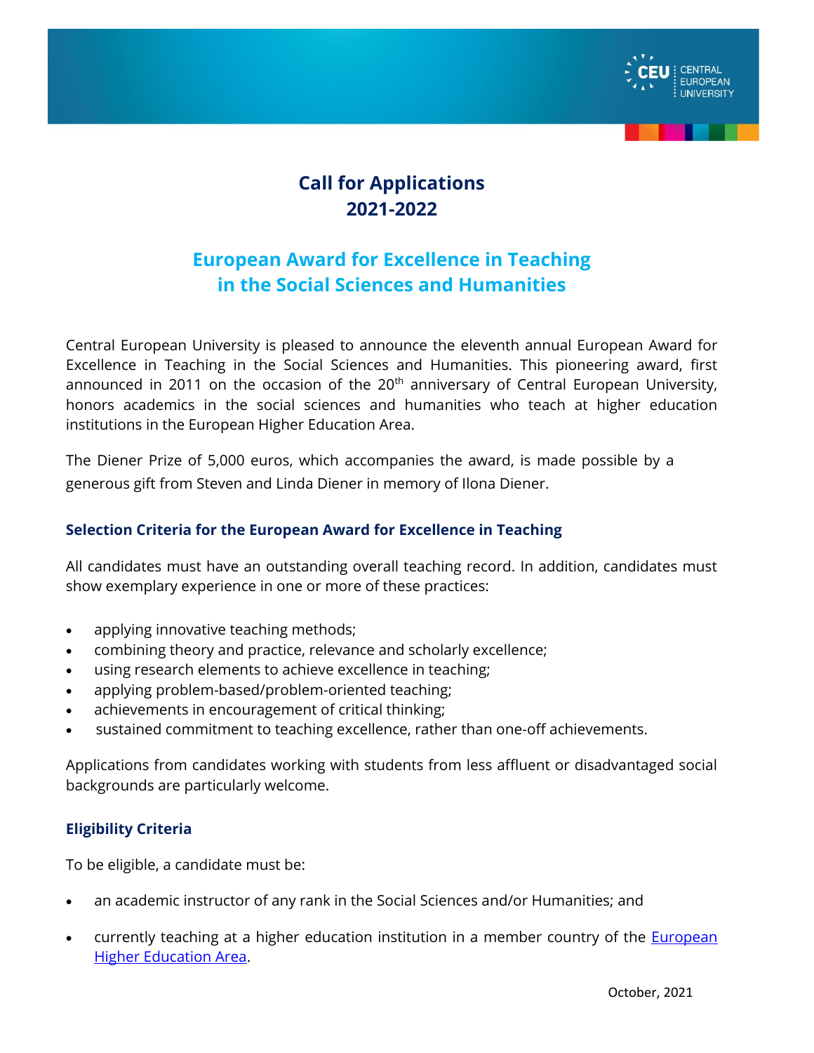# Call for Applications
# 2021-2022

## European Award for Excellence in Teaching in the Social Sciences and Humanities

Central European University is pleased to announce the eleventh annual European Award for Excellence in Teaching in the Social Sciences and Humanities. This pioneering award, first announced in 2011 on the occasion of the 20th anniversary of Central European University, honors academics in the social sciences and humanities who teach at higher education institutions in the European Higher Education Area.

The Diener Prize of 5,000 euros, which accompanies the award, is made possible by a generous gift from Steven and Linda Diener in memory of Ilona Diener.

### Selection Criteria for the European Award for Excellence in Teaching

All candidates must have an outstanding overall teaching record. In addition, candidates must show exemplary experience in one or more of these practices:

- applying innovative teaching methods;
- combining theory and practice, relevance and scholarly excellence;
- using research elements to achieve excellence in teaching;
- applying problem-based/problem-oriented teaching;
- achievements in encouragement of critical thinking;
- sustained commitment to teaching excellence, rather than one-off achievements.

Applications from candidates working with students from less affluent or disadvantaged social backgrounds are particularly welcome.

### Eligibility Criteria

To be eligible, a candidate must be:

- an academic instructor of any rank in the Social Sciences and/or Humanities; and
- currently teaching at a higher education institution in a member country of the European Higher Education Area.

October, 2021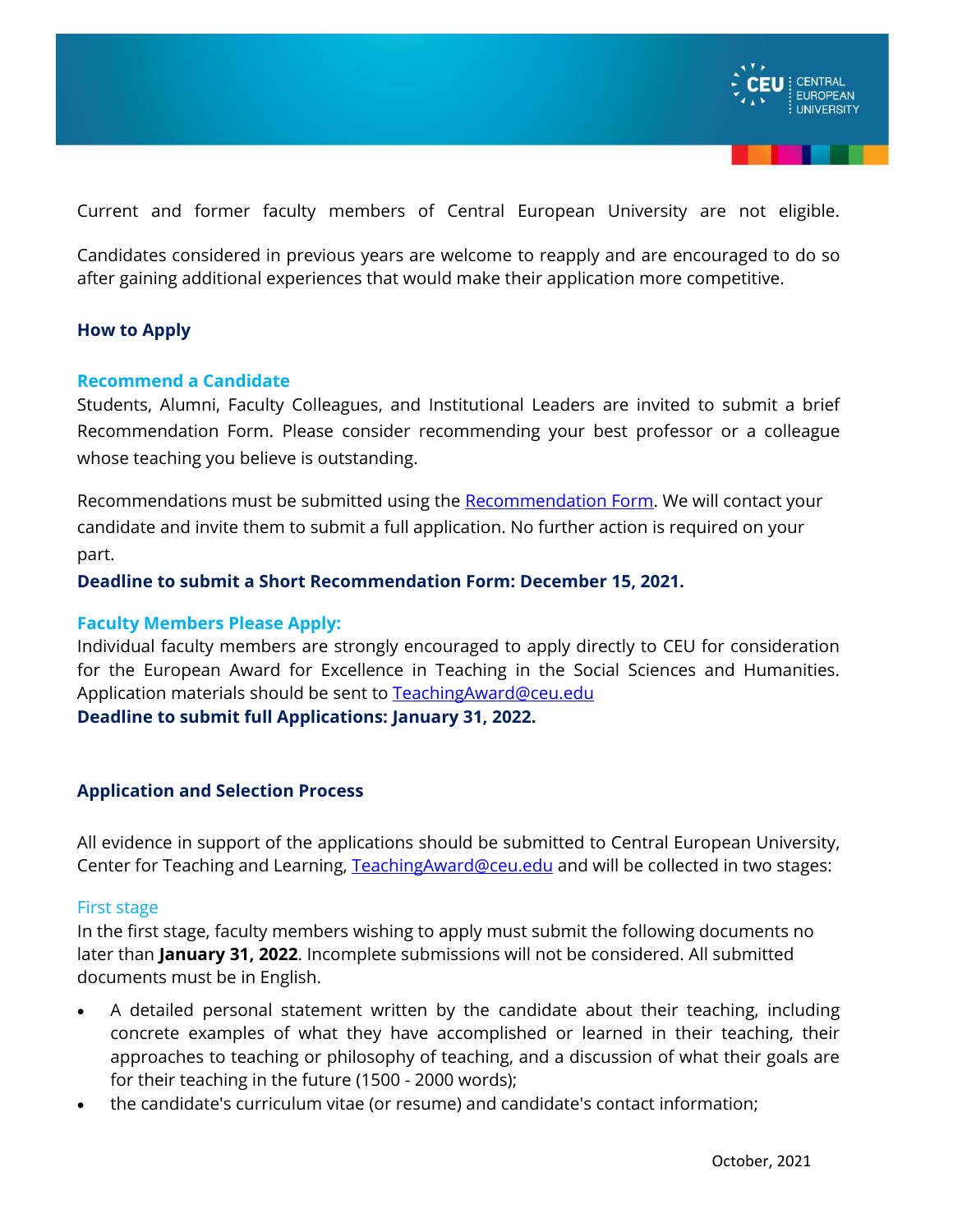Current and former faculty members of Central European University are not eligible.

Candidates considered in previous years are welcome to reapply and are encouraged to do so after gaining additional experiences that would make their application more competitive.

## How to Apply

### Recommend a Candidate

Students, Alumni, Faculty Colleagues, and Institutional Leaders are invited to submit a brief Recommendation Form. Please consider recommending your best professor or a colleague whose teaching you believe is outstanding.

Recommendations must be submitted using the Recommendation Form. We will contact your candidate and invite them to submit a full application. No further action is required on your part.

**Deadline to submit a Short Recommendation Form: December 15, 2021.**

### Faculty Members Please Apply:

Individual faculty members are strongly encouraged to apply directly to CEU for consideration for the European Award for Excellence in Teaching in the Social Sciences and Humanities. Application materials should be sent to TeachingAward@ceu.edu

**Deadline to submit full Applications: January 31, 2022.**

## Application and Selection Process

All evidence in support of the applications should be submitted to Central European University, Center for Teaching and Learning, TeachingAward@ceu.edu and will be collected in two stages:

### First stage

In the first stage, faculty members wishing to apply must submit the following documents no later than **January 31, 2022**. Incomplete submissions will not be considered. All submitted documents must be in English.

- A detailed personal statement written by the candidate about their teaching, including concrete examples of what they have accomplished or learned in their teaching, their approaches to teaching or philosophy of teaching, and a discussion of what their goals are for their teaching in the future (1500 - 2000 words);
- the candidate's curriculum vitae (or resume) and candidate's contact information;

October, 2021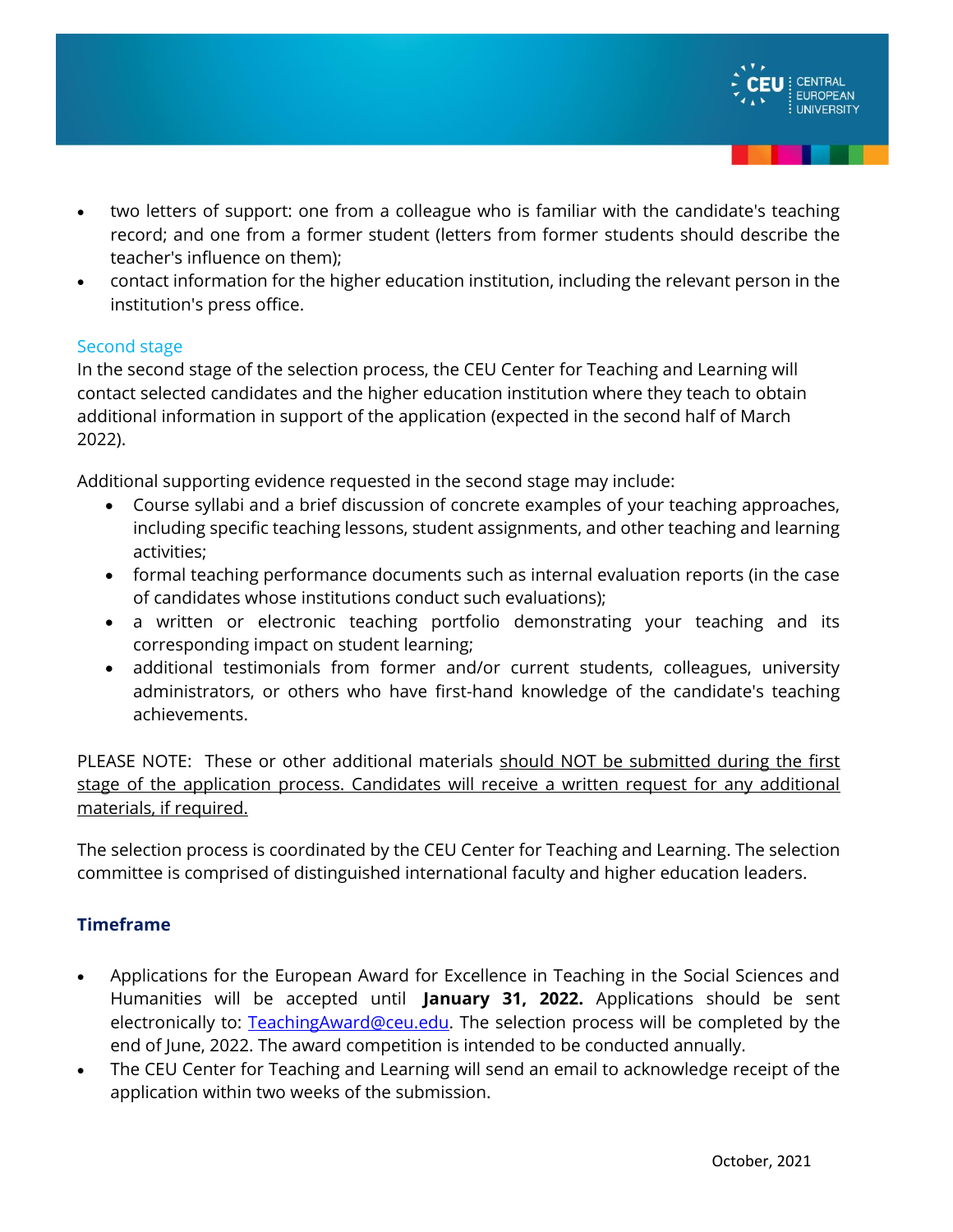- two letters of support: one from a colleague who is familiar with the candidate's teaching record; and one from a former student (letters from former students should describe the teacher's influence on them);
- contact information for the higher education institution, including the relevant person in the institution's press office.

### Second stage

In the second stage of the selection process, the CEU Center for Teaching and Learning will contact selected candidates and the higher education institution where they teach to obtain additional information in support of the application (expected in the second half of March 2022).

Additional supporting evidence requested in the second stage may include:

- Course syllabi and a brief discussion of concrete examples of your teaching approaches, including specific teaching lessons, student assignments, and other teaching and learning activities;
- formal teaching performance documents such as internal evaluation reports (in the case of candidates whose institutions conduct such evaluations);
- a written or electronic teaching portfolio demonstrating your teaching and its corresponding impact on student learning;
- additional testimonials from former and/or current students, colleagues, university administrators, or others who have first-hand knowledge of the candidate's teaching achievements.

PLEASE NOTE: These or other additional materials <u>should NOT be submitted during the first stage of the application process. Candidates will receive a written request for any additional materials, if required.</u>

The selection process is coordinated by the CEU Center for Teaching and Learning. The selection committee is comprised of distinguished international faculty and higher education leaders.

### Timeframe

- Applications for the European Award for Excellence in Teaching in the Social Sciences and Humanities will be accepted until **January 31, 2022.** Applications should be sent electronically to: [TeachingAward@ceu.edu](mailto:TeachingAward@ceu.edu). The selection process will be completed by the end of June, 2022. The award competition is intended to be conducted annually.
- The CEU Center for Teaching and Learning will send an email to acknowledge receipt of the application within two weeks of the submission.

October, 2021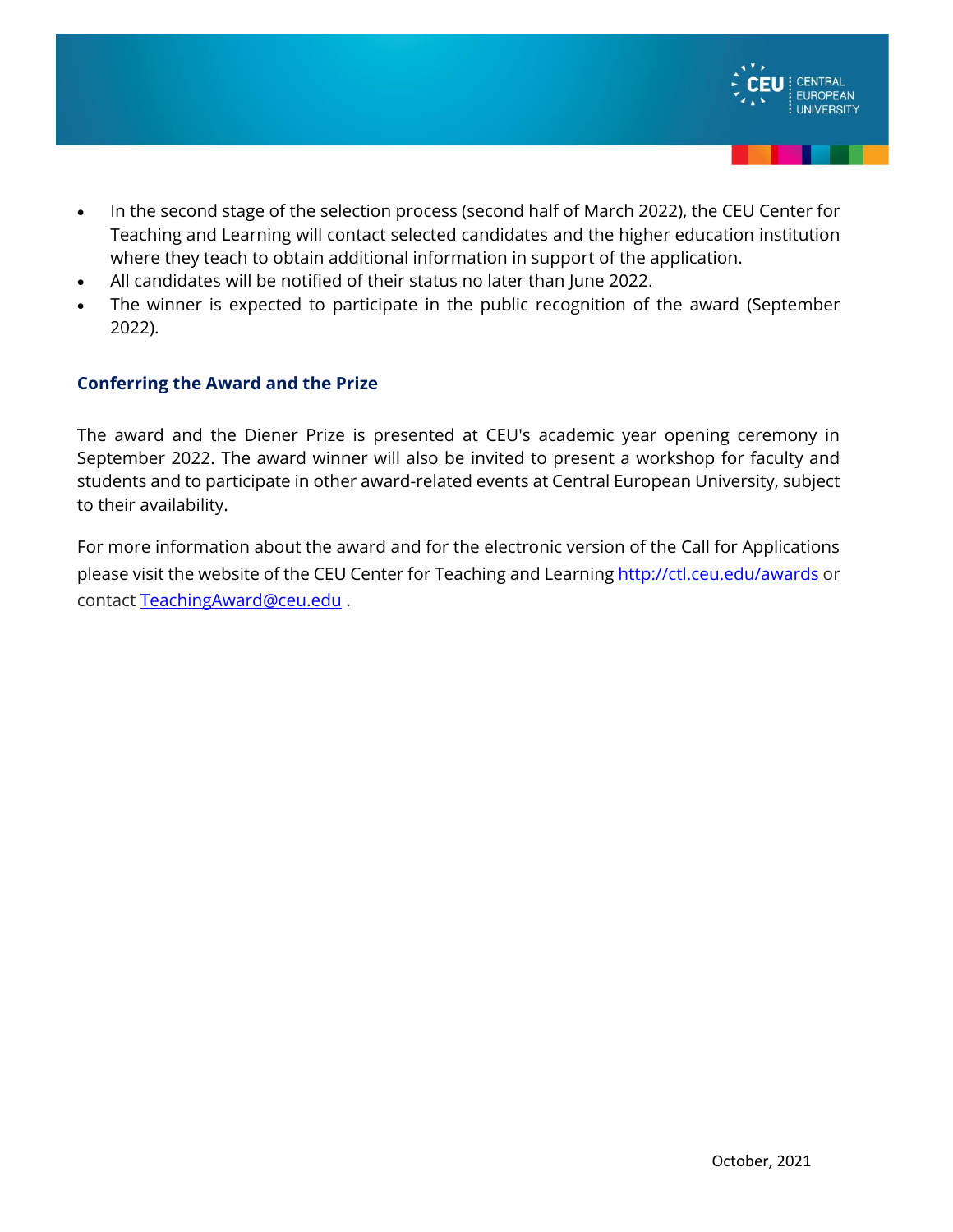- In the second stage of the selection process (second half of March 2022), the CEU Center for Teaching and Learning will contact selected candidates and the higher education institution where they teach to obtain additional information in support of the application.
- All candidates will be notified of their status no later than June 2022.
- The winner is expected to participate in the public recognition of the award (September 2022).

## Conferring the Award and the Prize

The award and the Diener Prize is presented at CEU's academic year opening ceremony in September 2022. The award winner will also be invited to present a workshop for faculty and students and to participate in other award-related events at Central European University, subject to their availability.

For more information about the award and for the electronic version of the Call for Applications please visit the website of the CEU Center for Teaching and Learning [http://ctl.ceu.edu/awards](http://ctl.ceu.edu/awards) or contact [TeachingAward@ceu.edu](mailto:TeachingAward@ceu.edu) .

October, 2021